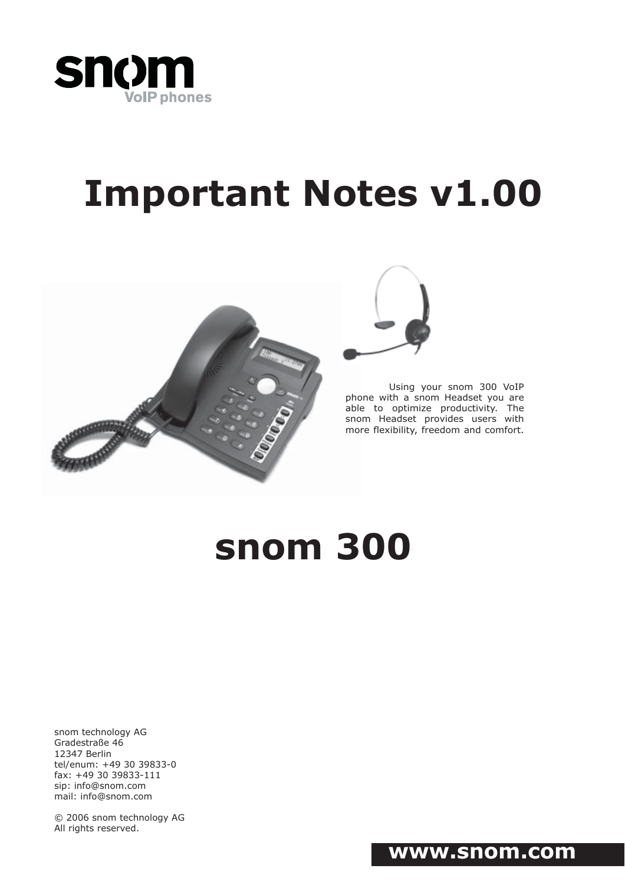snom

VoIP phones

# Important Notes v1.00

Using your snom 300 VoIP phone with a snom Headset you are able to optimize productivity. The snom Headset provides users with more flexibility, freedom and comfort.

# snom 300

snom technology AG
Gradestraße 46
12347 Berlin
tel/enum: +49 30 39833-0
fax: +49 30 39833-111
sip: info@snom.com
mail: info@snom.com

© 2006 snom technology AG
All rights reserved.

**www.snom.com**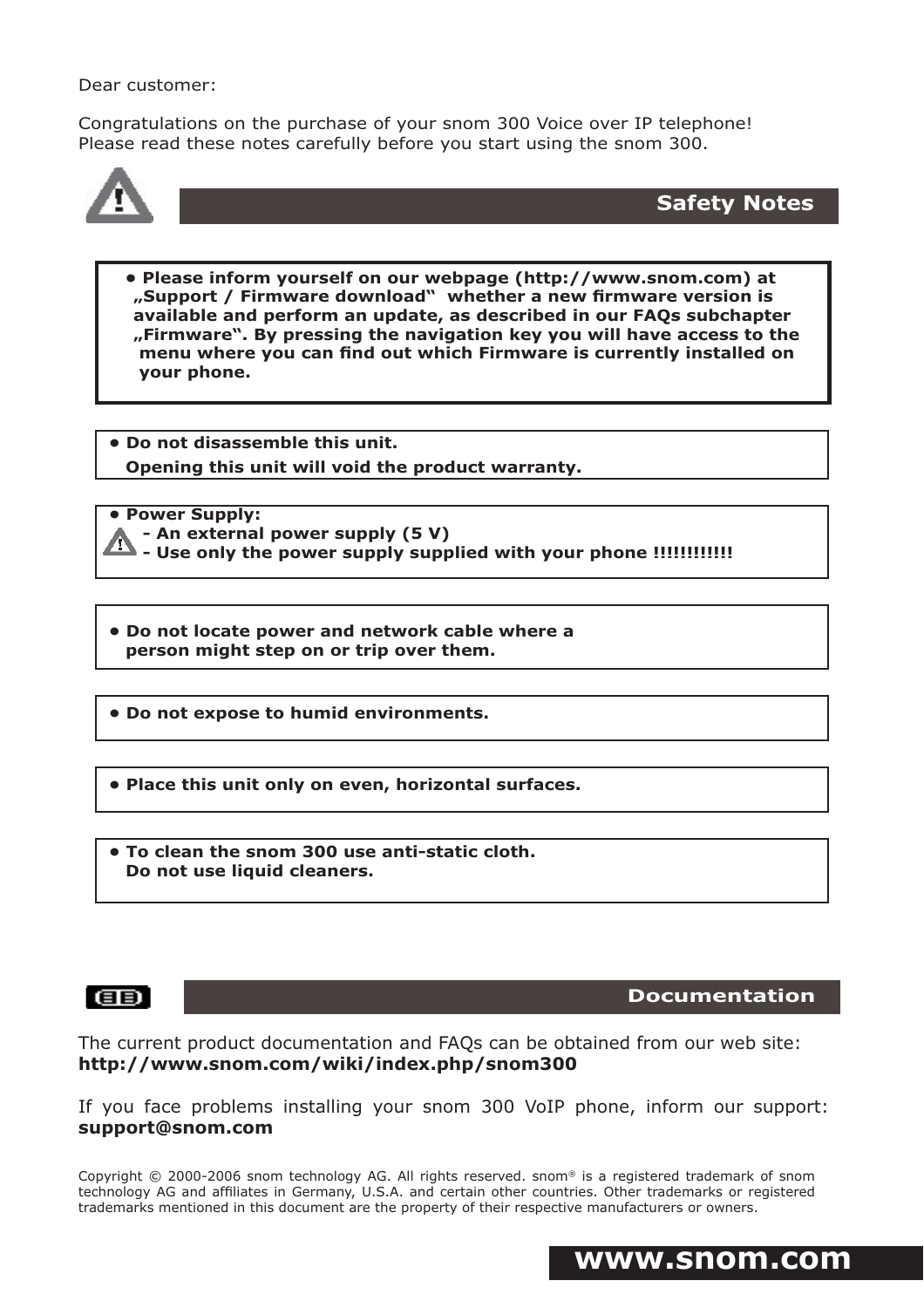Dear customer:

Congratulations on the purchase of your snom 300 Voice over IP telephone!
Please read these notes carefully before you start using the snom 300.

## Safety Notes

- **Please inform yourself on our webpage (http://www.snom.com) at „Support / Firmware download" whether a new firmware version is available and perform an update, as described in our FAQs subchapter „Firmware". By pressing the navigation key you will have access to the menu where you can find out which Firmware is currently installed on your phone.**

- **Do not disassemble this unit.**
  **Opening this unit will void the product warranty.**

- **Power Supply:**
  **- An external power supply (5 V)**
  **- Use only the power supply supplied with your phone !!!!!!!!!!!**

- **Do not locate power and network cable where a person might step on or trip over them.**

- **Do not expose to humid environments.**

- **Place this unit only on even, horizontal surfaces.**

- **To clean the snom 300 use anti-static cloth.**
  **Do not use liquid cleaners.**

## Documentation

The current product documentation and FAQs can be obtained from our web site:
**http://www.snom.com/wiki/index.php/snom300**

If you face problems installing your snom 300 VoIP phone, inform our support: **support@snom.com**

Copyright © 2000-2006 snom technology AG. All rights reserved. snom® is a registered trademark of snom technology AG and affiliates in Germany, U.S.A. and certain other countries. Other trademarks or registered trademarks mentioned in this document are the property of their respective manufacturers or owners.

**www.snom.com**